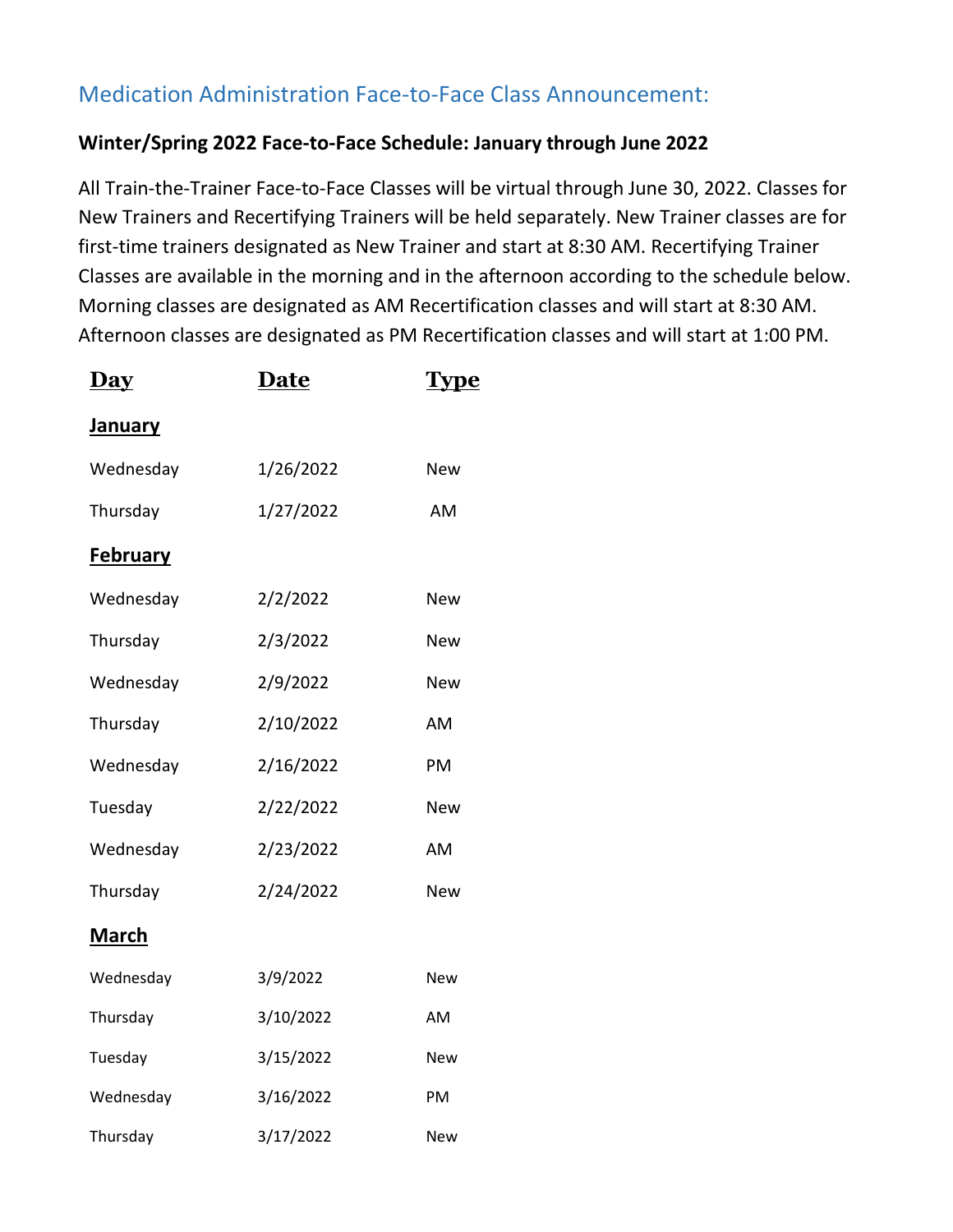# Medication Administration Face-to-Face Class Announcement:

**Winter/Spring 2022 Face-to-Face Schedule: January through June 2022**

All Train-the-Trainer Face-to-Face Classes will be virtual through June 30, 2022. Classes for New Trainers and Recertifying Trainers will be held separately. New Trainer classes are for first-time trainers designated as New Trainer and start at 8:30 AM. Recertifying Trainer Classes are available in the morning and in the afternoon according to the schedule below. Morning classes are designated as AM Recertification classes and will start at 8:30 AM. Afternoon classes are designated as PM Recertification classes and will start at 1:00 PM.

| Day | Date | Type |
|---|---|---|
| **January** | | |
| Wednesday | 1/26/2022 | New |
| Thursday | 1/27/2022 | AM |
| **February** | | |
| Wednesday | 2/2/2022 | New |
| Thursday | 2/3/2022 | New |
| Wednesday | 2/9/2022 | New |
| Thursday | 2/10/2022 | AM |
| Wednesday | 2/16/2022 | PM |
| Tuesday | 2/22/2022 | New |
| Wednesday | 2/23/2022 | AM |
| Thursday | 2/24/2022 | New |
| **March** | | |
| Wednesday | 3/9/2022 | New |
| Thursday | 3/10/2022 | AM |
| Tuesday | 3/15/2022 | New |
| Wednesday | 3/16/2022 | PM |
| Thursday | 3/17/2022 | New |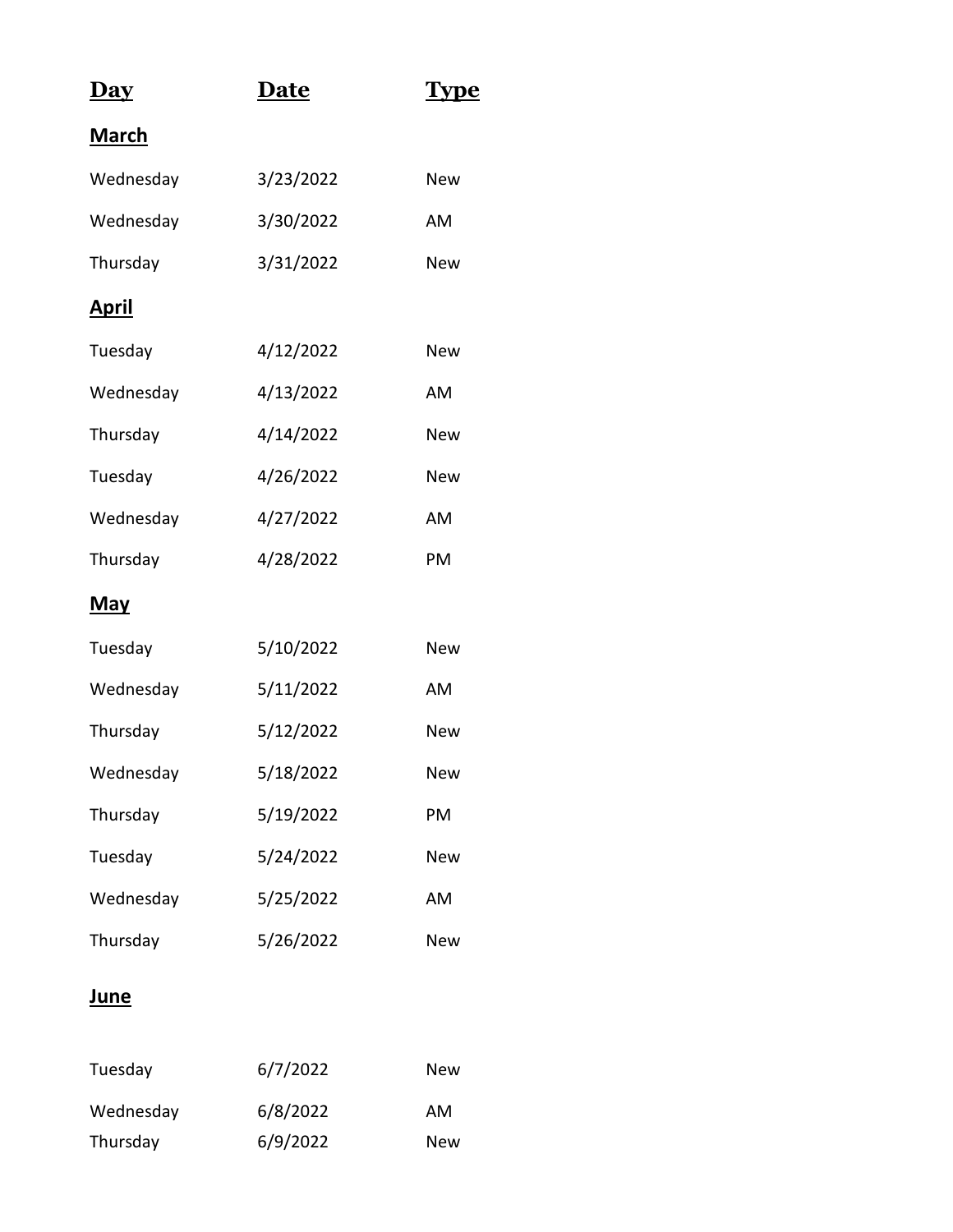| Day | Date | Type |
|---|---|---|
| **March** | | |
| Wednesday | 3/23/2022 | New |
| Wednesday | 3/30/2022 | AM |
| Thursday | 3/31/2022 | New |
| **April** | | |
| Tuesday | 4/12/2022 | New |
| Wednesday | 4/13/2022 | AM |
| Thursday | 4/14/2022 | New |
| Tuesday | 4/26/2022 | New |
| Wednesday | 4/27/2022 | AM |
| Thursday | 4/28/2022 | PM |
| **May** | | |
| Tuesday | 5/10/2022 | New |
| Wednesday | 5/11/2022 | AM |
| Thursday | 5/12/2022 | New |
| Wednesday | 5/18/2022 | New |
| Thursday | 5/19/2022 | PM |
| Tuesday | 5/24/2022 | New |
| Wednesday | 5/25/2022 | AM |
| Thursday | 5/26/2022 | New |
| **June** | | |
| Tuesday | 6/7/2022 | New |
| Wednesday | 6/8/2022 | AM |
| Thursday | 6/9/2022 | New |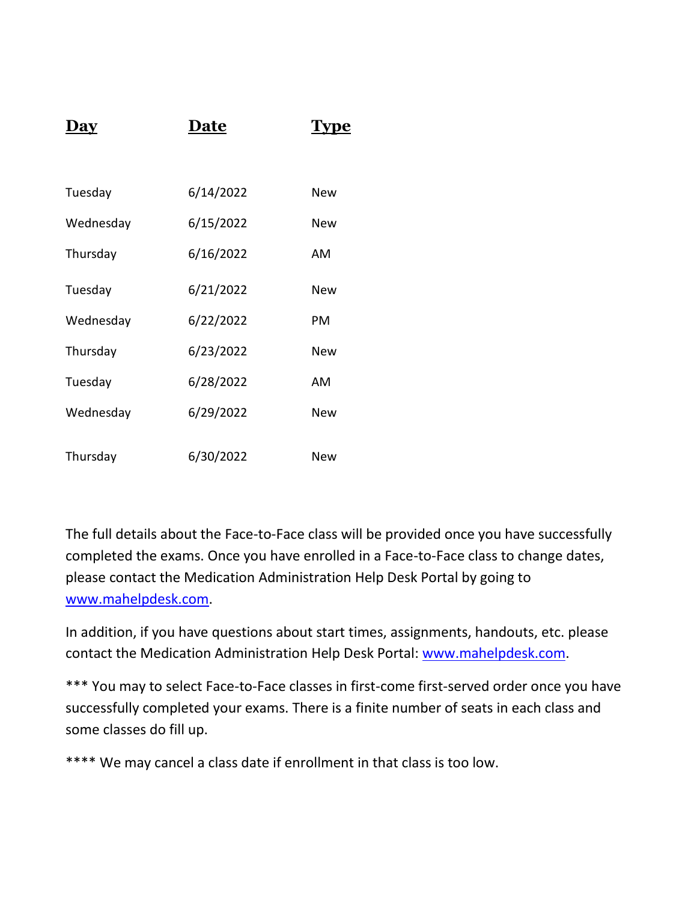| Day | Date | Type |
|---|---|---|
| Tuesday | 6/14/2022 | New |
| Wednesday | 6/15/2022 | New |
| Thursday | 6/16/2022 | AM |
| Tuesday | 6/21/2022 | New |
| Wednesday | 6/22/2022 | PM |
| Thursday | 6/23/2022 | New |
| Tuesday | 6/28/2022 | AM |
| Wednesday | 6/29/2022 | New |
| Thursday | 6/30/2022 | New |

The full details about the Face-to-Face class will be provided once you have successfully completed the exams. Once you have enrolled in a Face-to-Face class to change dates, please contact the Medication Administration Help Desk Portal by going to [www.mahelpdesk.com](http://www.mahelpdesk.com).

In addition, if you have questions about start times, assignments, handouts, etc. please contact the Medication Administration Help Desk Portal: [www.mahelpdesk.com](http://www.mahelpdesk.com).

*** You may to select Face-to-Face classes in first-come first-served order once you have successfully completed your exams. There is a finite number of seats in each class and some classes do fill up.

**** We may cancel a class date if enrollment in that class is too low.